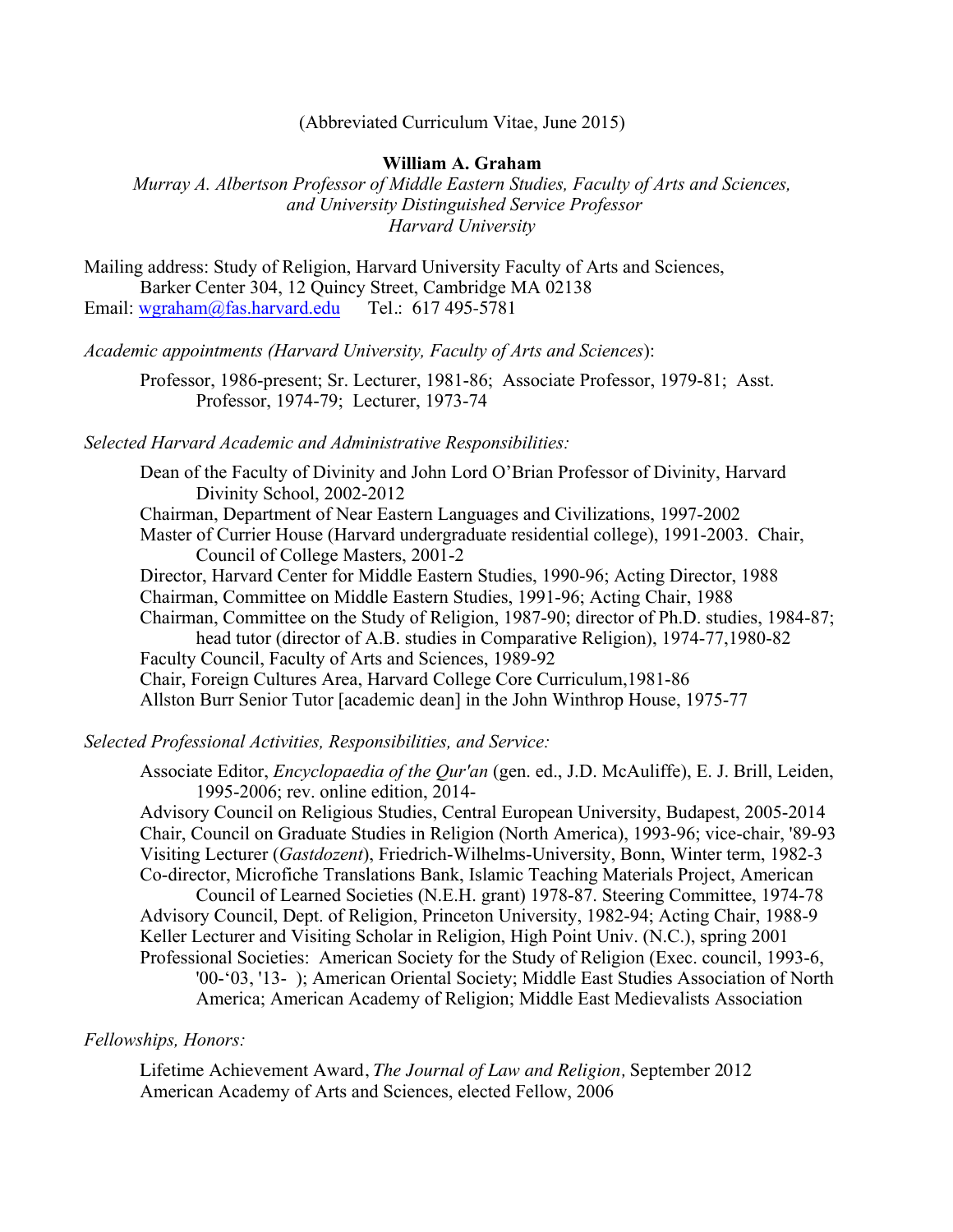(Abbreviated Curriculum Vitae, June 2015)

**William A. Graham**

*Murray A. Albertson Professor of Middle Eastern Studies, Faculty of Arts and Sciences, and University Distinguished Service Professor*
*Harvard University*

Mailing address: Study of Religion, Harvard University Faculty of Arts and Sciences,
Barker Center 304, 12 Quincy Street, Cambridge MA 02138
Email: wgraham@fas.harvard.edu Tel.: 617 495-5781

*Academic appointments (Harvard University, Faculty of Arts and Sciences)*:

Professor, 1986-present; Sr. Lecturer, 1981-86; Associate Professor, 1979-81; Asst. Professor, 1974-79; Lecturer, 1973-74

*Selected Harvard Academic and Administrative Responsibilities:*

Dean of the Faculty of Divinity and John Lord O'Brian Professor of Divinity, Harvard Divinity School, 2002-2012
Chairman, Department of Near Eastern Languages and Civilizations, 1997-2002
Master of Currier House (Harvard undergraduate residential college), 1991-2003. Chair, Council of College Masters, 2001-2
Director, Harvard Center for Middle Eastern Studies, 1990-96; Acting Director, 1988
Chairman, Committee on Middle Eastern Studies, 1991-96; Acting Chair, 1988
Chairman, Committee on the Study of Religion, 1987-90; director of Ph.D. studies, 1984-87; head tutor (director of A.B. studies in Comparative Religion), 1974-77,1980-82
Faculty Council, Faculty of Arts and Sciences, 1989-92
Chair, Foreign Cultures Area, Harvard College Core Curriculum,1981-86
Allston Burr Senior Tutor [academic dean] in the John Winthrop House, 1975-77

*Selected Professional Activities, Responsibilities, and Service:*

Associate Editor, *Encyclopaedia of the Qur'an* (gen. ed., J.D. McAuliffe), E. J. Brill, Leiden, 1995-2006; rev. online edition, 2014-
Advisory Council on Religious Studies, Central European University, Budapest, 2005-2014
Chair, Council on Graduate Studies in Religion (North America), 1993-96; vice-chair, '89-93
Visiting Lecturer (*Gastdozent*), Friedrich-Wilhelms-University, Bonn, Winter term, 1982-3
Co-director, Microfiche Translations Bank, Islamic Teaching Materials Project, American Council of Learned Societies (N.E.H. grant) 1978-87. Steering Committee, 1974-78
Advisory Council, Dept. of Religion, Princeton University, 1982-94; Acting Chair, 1988-9
Keller Lecturer and Visiting Scholar in Religion, High Point Univ. (N.C.), spring 2001
Professional Societies: American Society for the Study of Religion (Exec. council, 1993-6, '00-'03, '13- ); American Oriental Society; Middle East Studies Association of North America; American Academy of Religion; Middle East Medievalists Association

*Fellowships, Honors:*

Lifetime Achievement Award, *The Journal of Law and Religion,* September 2012
American Academy of Arts and Sciences, elected Fellow, 2006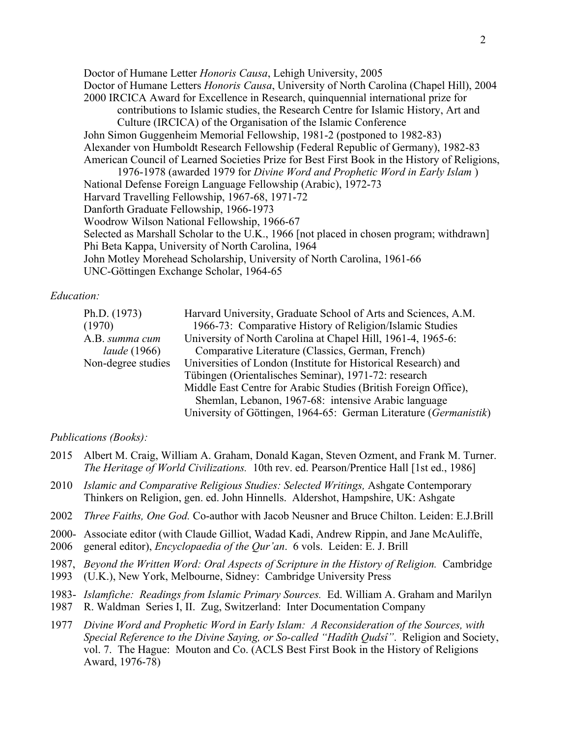Doctor of Humane Letter *Honoris Causa*, Lehigh University, 2005
Doctor of Humane Letters *Honoris Causa*, University of North Carolina (Chapel Hill), 2004
2000 IRCICA Award for Excellence in Research, quinquennial international prize for contributions to Islamic studies, the Research Centre for Islamic History, Art and Culture (IRCICA) of the Organisation of the Islamic Conference
John Simon Guggenheim Memorial Fellowship, 1981-2 (postponed to 1982-83)
Alexander von Humboldt Research Fellowship (Federal Republic of Germany), 1982-83
American Council of Learned Societies Prize for Best First Book in the History of Religions, 1976-1978 (awarded 1979 for *Divine Word and Prophetic Word in Early Islam* )
National Defense Foreign Language Fellowship (Arabic), 1972-73
Harvard Travelling Fellowship, 1967-68, 1971-72
Danforth Graduate Fellowship, 1966-1973
Woodrow Wilson National Fellowship, 1966-67
Selected as Marshall Scholar to the U.K., 1966 [not placed in chosen program; withdrawn]
Phi Beta Kappa, University of North Carolina, 1964
John Motley Morehead Scholarship, University of North Carolina, 1961-66
UNC-Göttingen Exchange Scholar, 1964-65

*Education:*

| | |
|---|---|
| Ph.D. (1973) (1970) | Harvard University, Graduate School of Arts and Sciences, A.M. 1966-73: Comparative History of Religion/Islamic Studies |
| A.B. *summa cum laude* (1966) | University of North Carolina at Chapel Hill, 1961-4, 1965-6: Comparative Literature (Classics, German, French) |
| Non-degree studies | Universities of London (Institute for Historical Research) and Tübingen (Orientalisches Seminar), 1971-72: research |
| | Middle East Centre for Arabic Studies (British Foreign Office), Shemlan, Lebanon, 1967-68: intensive Arabic language |
| | University of Göttingen, 1964-65: German Literature (*Germanistik*) |

*Publications (Books):*

2015 Albert M. Craig, William A. Graham, Donald Kagan, Steven Ozment, and Frank M. Turner. *The Heritage of World Civilizations.* 10th rev. ed. Pearson/Prentice Hall [1st ed., 1986]

2010 *Islamic and Comparative Religious Studies: Selected Writings,* Ashgate Contemporary Thinkers on Religion, gen. ed. John Hinnells. Aldershot, Hampshire, UK: Ashgate

2002 *Three Faiths, One God.* Co-author with Jacob Neusner and Bruce Chilton. Leiden: E.J.Brill

2000-2006 Associate editor (with Claude Gilliot, Wadad Kadi, Andrew Rippin, and Jane McAuliffe, general editor), *Encyclopaedia of the Qur'an*. 6 vols. Leiden: E. J. Brill

1987, 1993 *Beyond the Written Word: Oral Aspects of Scripture in the History of Religion.* Cambridge (U.K.), New York, Melbourne, Sidney: Cambridge University Press

1983-1987 *Islamfiche: Readings from Islamic Primary Sources.* Ed. William A. Graham and Marilyn R. Waldman Series I, II. Zug, Switzerland: Inter Documentation Company

1977 *Divine Word and Prophetic Word in Early Islam: A Reconsideration of the Sources, with Special Reference to the Divine Saying, or So-called "Hadîth Qudsî"*. Religion and Society, vol. 7. The Hague: Mouton and Co. (ACLS Best First Book in the History of Religions Award, 1976-78)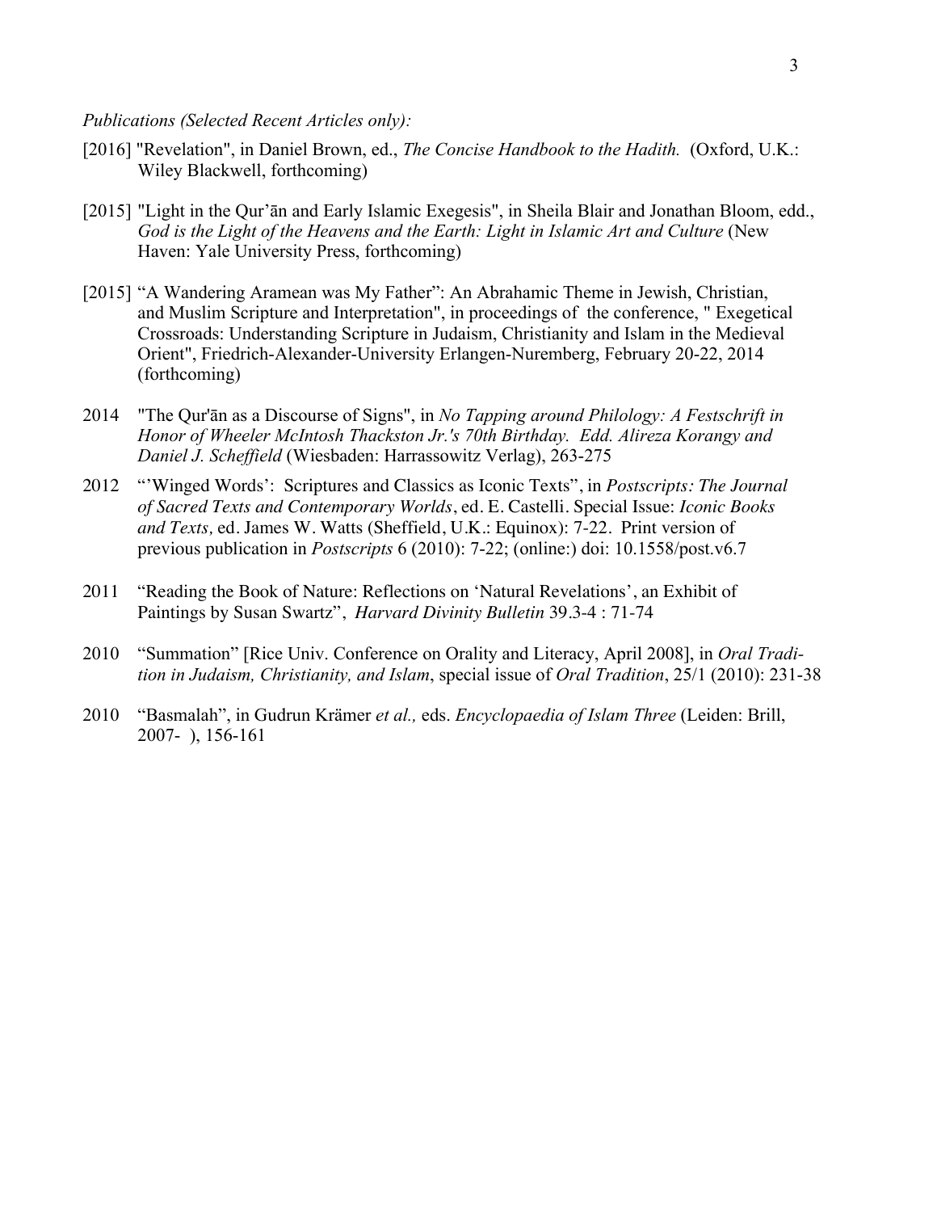*Publications (Selected Recent Articles only):*

[2016] "Revelation", in Daniel Brown, ed., *The Concise Handbook to the Hadith.* (Oxford, U.K.: Wiley Blackwell, forthcoming)

[2015] "Light in the Qur'ān and Early Islamic Exegesis", in Sheila Blair and Jonathan Bloom, edd., *God is the Light of the Heavens and the Earth: Light in Islamic Art and Culture* (New Haven: Yale University Press, forthcoming)

[2015] "A Wandering Aramean was My Father": An Abrahamic Theme in Jewish, Christian, and Muslim Scripture and Interpretation", in proceedings of the conference, " Exegetical Crossroads: Understanding Scripture in Judaism, Christianity and Islam in the Medieval Orient", Friedrich-Alexander-University Erlangen-Nuremberg, February 20-22, 2014 (forthcoming)

2014 "The Qur'ān as a Discourse of Signs", in *No Tapping around Philology: A Festschrift in Honor of Wheeler McIntosh Thackston Jr.'s 70th Birthday. Edd. Alireza Korangy and Daniel J. Scheffield* (Wiesbaden: Harrassowitz Verlag), 263-275

2012 "'Winged Words': Scriptures and Classics as Iconic Texts", in *Postscripts: The Journal of Sacred Texts and Contemporary Worlds*, ed. E. Castelli. Special Issue: *Iconic Books and Texts,* ed. James W. Watts (Sheffield, U.K.: Equinox): 7-22. Print version of previous publication in *Postscripts* 6 (2010): 7-22; (online:) doi: 10.1558/post.v6.7

2011 "Reading the Book of Nature: Reflections on 'Natural Revelations', an Exhibit of Paintings by Susan Swartz", *Harvard Divinity Bulletin* 39.3-4 : 71-74

2010 "Summation" [Rice Univ. Conference on Orality and Literacy, April 2008], in *Oral Tradition in Judaism, Christianity, and Islam*, special issue of *Oral Tradition*, 25/1 (2010): 231-38

2010 "Basmalah", in Gudrun Krämer *et al.,* eds. *Encyclopaedia of Islam Three* (Leiden: Brill, 2007- ), 156-161